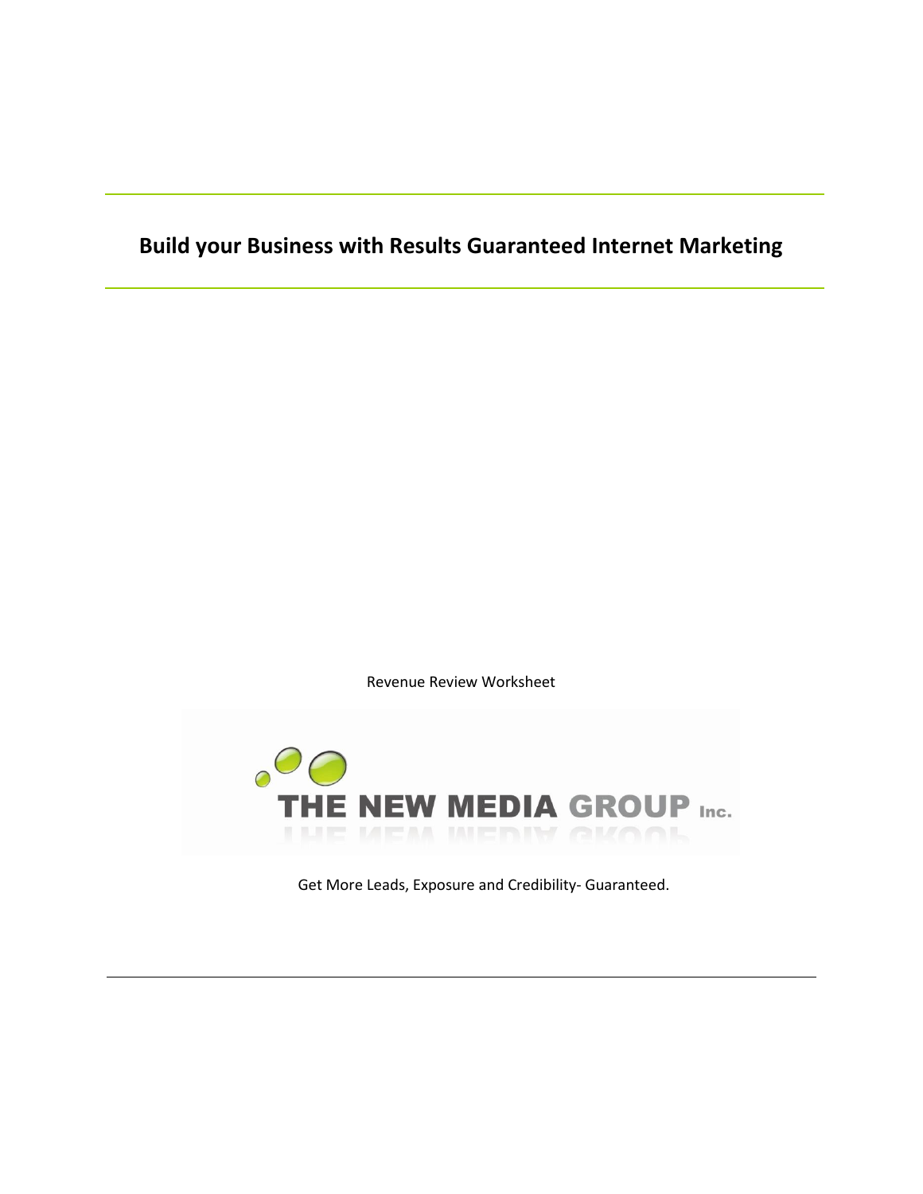# Build your Business with Results Guaranteed Internet Marketing

Revenue Review Worksheet

THE NEW MEDIA GROUP Inc.

Get More Leads, Exposure and Credibility- Guaranteed.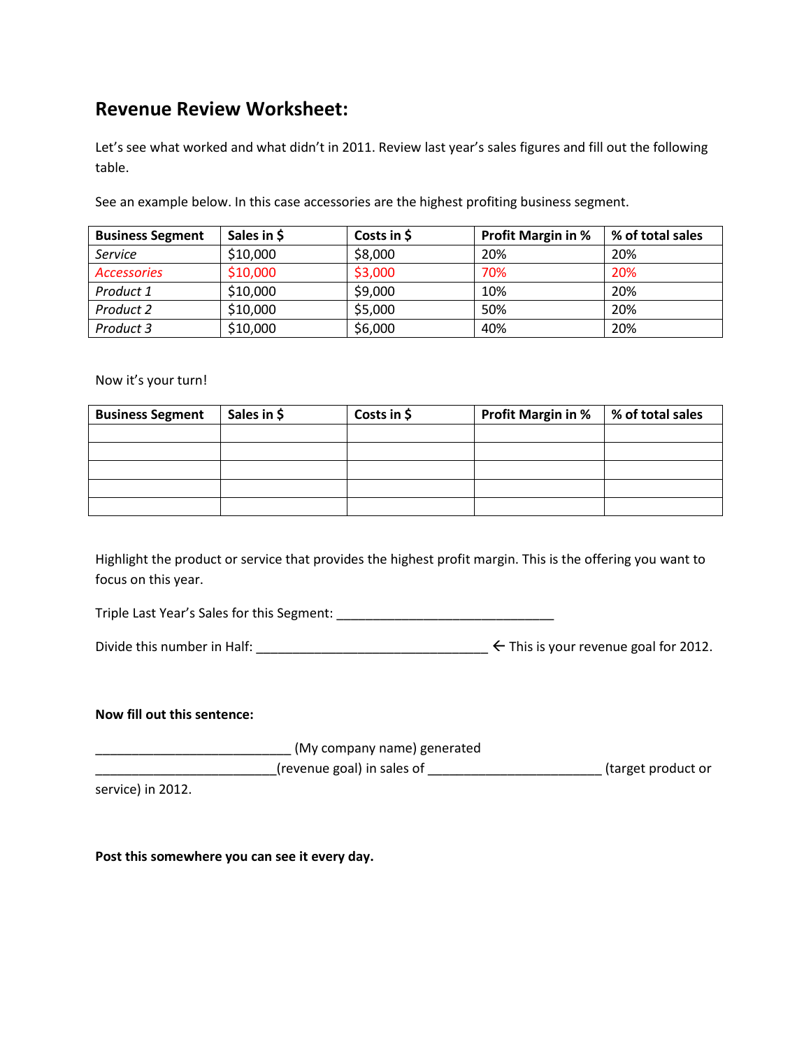## Revenue Review Worksheet:

Let's see what worked and what didn't in 2011. Review last year's sales figures and fill out the following table.

See an example below. In this case accessories are the highest profiting business segment.

| Business Segment | Sales in $ | Costs in $ | Profit Margin in % | % of total sales |
|---|---|---|---|---|
| *Service* | $10,000 | $8,000 | 20% | 20% |
| *Accessories* | $10,000 | $3,000 | 70% | 20% |
| *Product 1* | $10,000 | $9,000 | 10% | 20% |
| *Product 2* | $10,000 | $5,000 | 50% | 20% |
| *Product 3* | $10,000 | $6,000 | 40% | 20% |

Now it's your turn!

| Business Segment | Sales in $ | Costs in $ | Profit Margin in % | % of total sales |
|---|---|---|---|---|
| | | | | |
| | | | | |
| | | | | |
| | | | | |
| | | | | |

Highlight the product or service that provides the highest profit margin. This is the offering you want to focus on this year.

Triple Last Year's Sales for this Segment: ______________________________

Divide this number in Half: ________________________________ ← This is your revenue goal for 2012.

**Now fill out this sentence:**

___________________________ (My company name) generated _________________________(revenue goal) in sales of ________________________ (target product or service) in 2012.

**Post this somewhere you can see it every day.**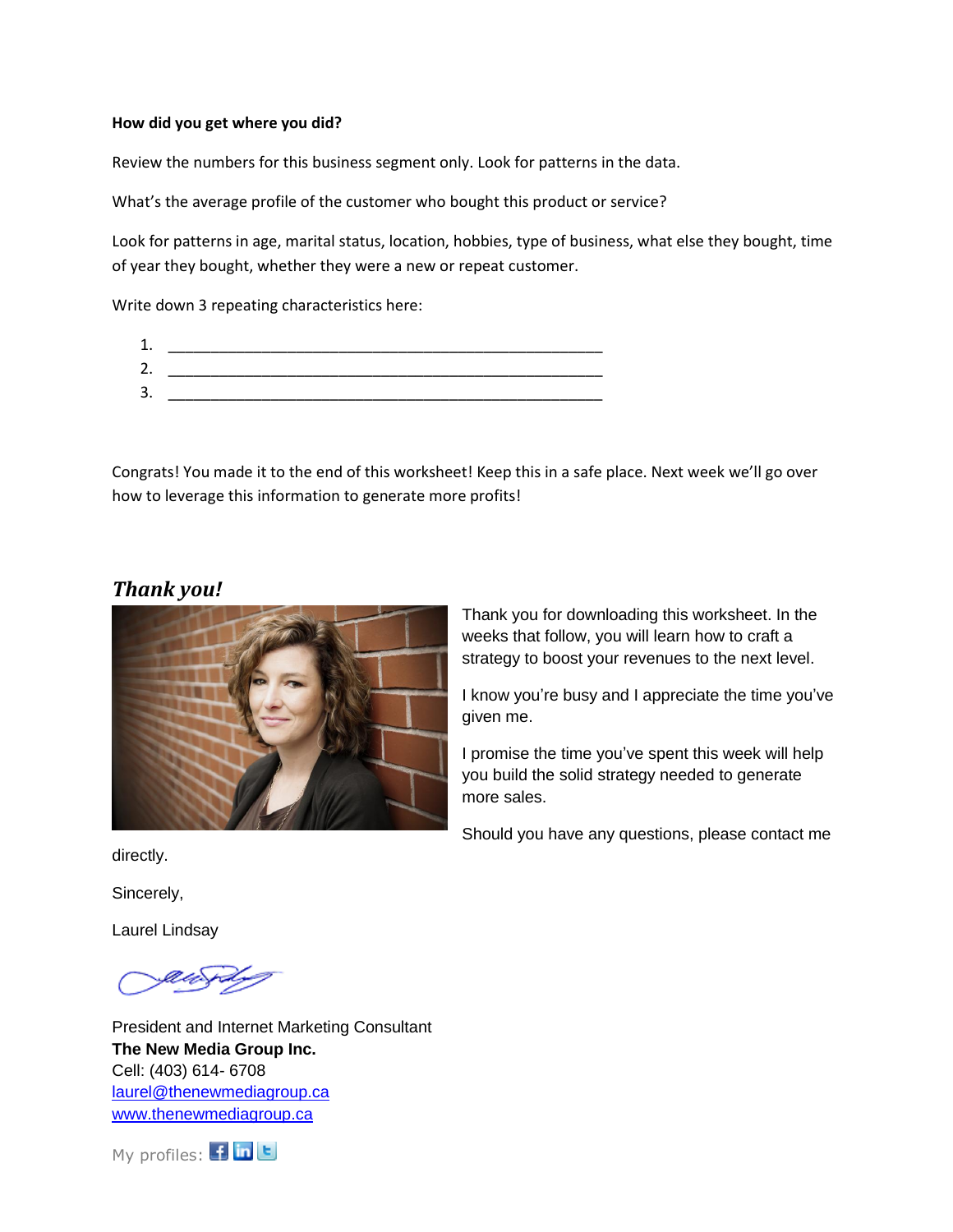**How did you get where you did?**

Review the numbers for this business segment only. Look for patterns in the data.

What's the average profile of the customer who bought this product or service?

Look for patterns in age, marital status, location, hobbies, type of business, what else they bought, time of year they bought, whether they were a new or repeat customer.

Write down 3 repeating characteristics here:

1. ______________________________________________________
2. ______________________________________________________
3. ______________________________________________________

Congrats! You made it to the end of this worksheet! Keep this in a safe place. Next week we'll go over how to leverage this information to generate more profits!

## *Thank you!*

Thank you for downloading this worksheet. In the weeks that follow, you will learn how to craft a strategy to boost your revenues to the next level.

I know you're busy and I appreciate the time you've given me.

I promise the time you've spent this week will help you build the solid strategy needed to generate more sales.

Should you have any questions, please contact me directly.

Sincerely,

Laurel Lindsay

President and Internet Marketing Consultant  
**The New Media Group Inc.**  
Cell: (403) 614- 6708  
laurel@thenewmediagroup.ca  
www.thenewmediagroup.ca

My profiles: